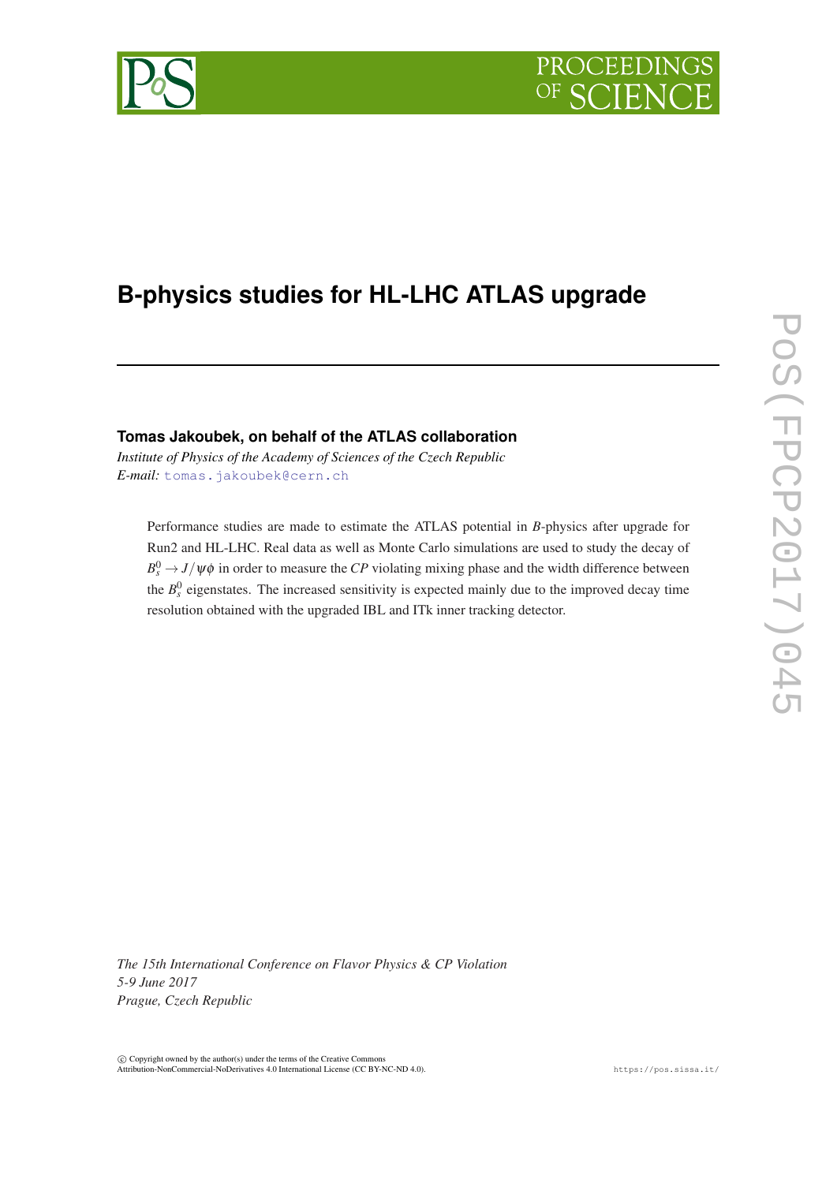# B-physics studies for HL-LHC ATLAS upgrade

**Tomas Jakoubek, on behalf of the ATLAS collaboration**

*Institute of Physics of the Academy of Sciences of the Czech Republic*
*E-mail:* tomas.jakoubek@cern.ch

Performance studies are made to estimate the ATLAS potential in *B*-physics after upgrade for Run2 and HL-LHC. Real data as well as Monte Carlo simulations are used to study the decay of $B_s^0 \to J/\psi\phi$ in order to measure the *CP* violating mixing phase and the width difference between the $B_s^0$ eigenstates. The increased sensitivity is expected mainly due to the improved decay time resolution obtained with the upgraded IBL and ITk inner tracking detector.

*The 15th International Conference on Flavor Physics & CP Violation*
*5-9 June 2017*
*Prague, Czech Republic*

© Copyright owned by the author(s) under the terms of the Creative Commons Attribution-NonCommercial-NoDerivatives 4.0 International License (CC BY-NC-ND 4.0).

https://pos.sissa.it/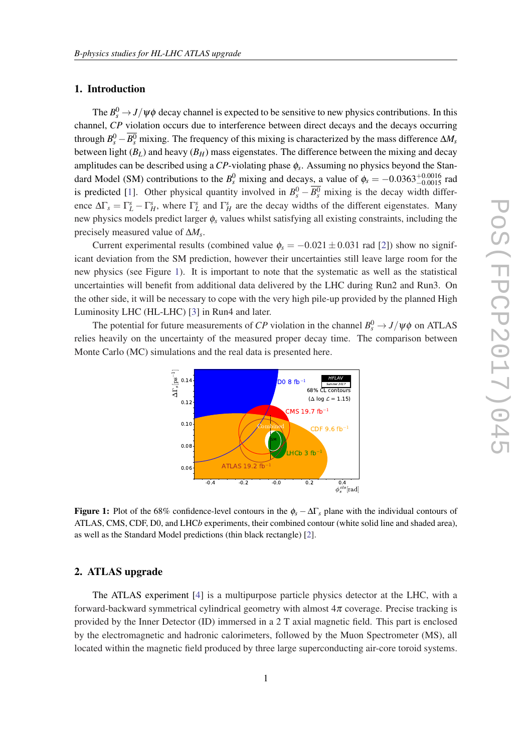## 1. Introduction

The $B_s^0 \to J/\psi\phi$ decay channel is expected to be sensitive to new physics contributions. In this channel, *CP* violation occurs due to interference between direct decays and the decays occurring through $B_s^0 - \overline{B_s^0}$ mixing. The frequency of this mixing is characterized by the mass difference $\Delta M_s$ between light ($B_L$) and heavy ($B_H$) mass eigenstates. The difference between the mixing and decay amplitudes can be described using a *CP*-violating phase $\phi_s$. Assuming no physics beyond the Standard Model (SM) contributions to the $B_s^0$ mixing and decays, a value of $\phi_s = -0.0363^{+0.0016}_{-0.0015}$ rad is predicted [1]. Other physical quantity involved in $B_s^0 - \overline{B_s^0}$ mixing is the decay width difference $\Delta\Gamma_s = \Gamma_L^s - \Gamma_H^s$, where $\Gamma_L^s$ and $\Gamma_H^s$ are the decay widths of the different eigenstates. Many new physics models predict larger $\phi_s$ values whilst satisfying all existing constraints, including the precisely measured value of $\Delta M_s$.

Current experimental results (combined value $\phi_s = -0.021 \pm 0.031$ rad [2]) show no significant deviation from the SM prediction, however their uncertainties still leave large room for the new physics (see Figure 1). It is important to note that the systematic as well as the statistical uncertainties will benefit from additional data delivered by the LHC during Run2 and Run3. On the other side, it will be necessary to cope with the very high pile-up provided by the planned High Luminosity LHC (HL-LHC) [3] in Run4 and later.

The potential for future measurements of *CP* violation in the channel $B_s^0 \to J/\psi\phi$ on ATLAS relies heavily on the uncertainty of the measured proper decay time. The comparison between Monte Carlo (MC) simulations and the real data is presented here.

**Figure 1:** Plot of the 68% confidence-level contours in the $\phi_s - \Delta\Gamma_s$ plane with the individual contours of ATLAS, CMS, CDF, D0, and LHC*b* experiments, their combined contour (white solid line and shaded area), as well as the Standard Model predictions (thin black rectangle) [2].

## 2. ATLAS upgrade

The ATLAS experiment [4] is a multipurpose particle physics detector at the LHC, with a forward-backward symmetrical cylindrical geometry with almost $4\pi$ coverage. Precise tracking is provided by the Inner Detector (ID) immersed in a 2 T axial magnetic field. This part is enclosed by the electromagnetic and hadronic calorimeters, followed by the Muon Spectrometer (MS), all located within the magnetic field produced by three large superconducting air-core toroid systems.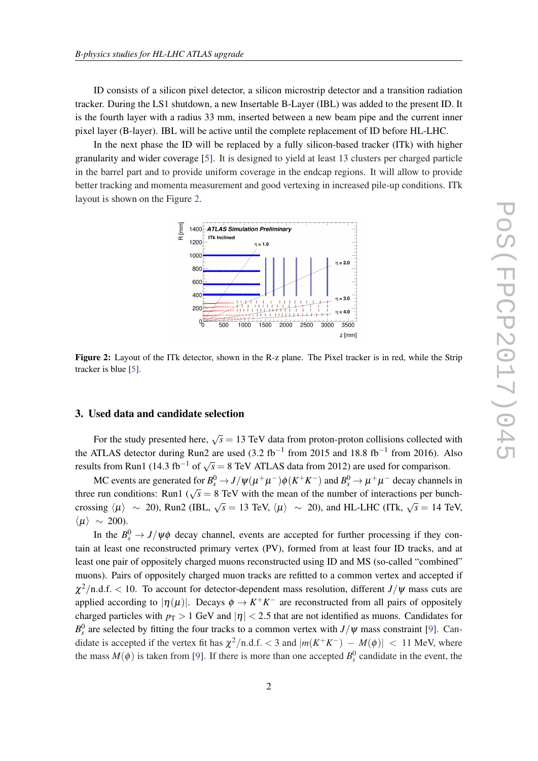ID consists of a silicon pixel detector, a silicon microstrip detector and a transition radiation tracker. During the LS1 shutdown, a new Insertable B-Layer (IBL) was added to the present ID. It is the fourth layer with a radius 33 mm, inserted between a new beam pipe and the current inner pixel layer (B-layer). IBL will be active until the complete replacement of ID before HL-LHC.

In the next phase the ID will be replaced by a fully silicon-based tracker (ITk) with higher granularity and wider coverage [5]. It is designed to yield at least 13 clusters per charged particle in the barrel part and to provide uniform coverage in the endcap regions. It will allow to provide better tracking and momenta measurement and good vertexing in increased pile-up conditions. ITk layout is shown on the Figure 2.

**Figure 2:** Layout of the ITk detector, shown in the R-z plane. The Pixel tracker is in red, while the Strip tracker is blue [5].

## 3. Used data and candidate selection

For the study presented here, $\sqrt{s} = 13$ TeV data from proton-proton collisions collected with the ATLAS detector during Run2 are used (3.2 fb$^{-1}$ from 2015 and 18.8 fb$^{-1}$ from 2016). Also results from Run1 (14.3 fb$^{-1}$ of $\sqrt{s} = 8$ TeV ATLAS data from 2012) are used for comparison.

MC events are generated for $B_s^0 \to J/\psi(\mu^+\mu^-)\phi(K^+K^-)$ and $B_s^0 \to \mu^+\mu^-$ decay channels in three run conditions: Run1 ($\sqrt{s} = 8$ TeV with the mean of the number of interactions per bunch-crossing $\langle\mu\rangle \sim 20$), Run2 (IBL, $\sqrt{s} = 13$ TeV, $\langle\mu\rangle \sim 20$), and HL-LHC (ITk, $\sqrt{s} = 14$ TeV, $\langle\mu\rangle \sim 200$).

In the $B_s^0 \to J/\psi\phi$ decay channel, events are accepted for further processing if they contain at least one reconstructed primary vertex (PV), formed from at least four ID tracks, and at least one pair of oppositely charged muons reconstructed using ID and MS (so-called "combined" muons). Pairs of oppositely charged muon tracks are refitted to a common vertex and accepted if $\chi^2$/n.d.f. $< 10$. To account for detector-dependent mass resolution, different $J/\psi$ mass cuts are applied according to $|\eta(\mu)|$. Decays $\phi \to K^+K^-$ are reconstructed from all pairs of oppositely charged particles with $p_T > 1$ GeV and $|\eta| < 2.5$ that are not identified as muons. Candidates for $B_s^0$ are selected by fitting the four tracks to a common vertex with $J/\psi$ mass constraint [9]. Candidate is accepted if the vertex fit has $\chi^2$/n.d.f. $< 3$ and $|m(K^+K^-) - M(\phi)| < 11$ MeV, where the mass $M(\phi)$ is taken from [9]. If there is more than one accepted $B_s^0$ candidate in the event, the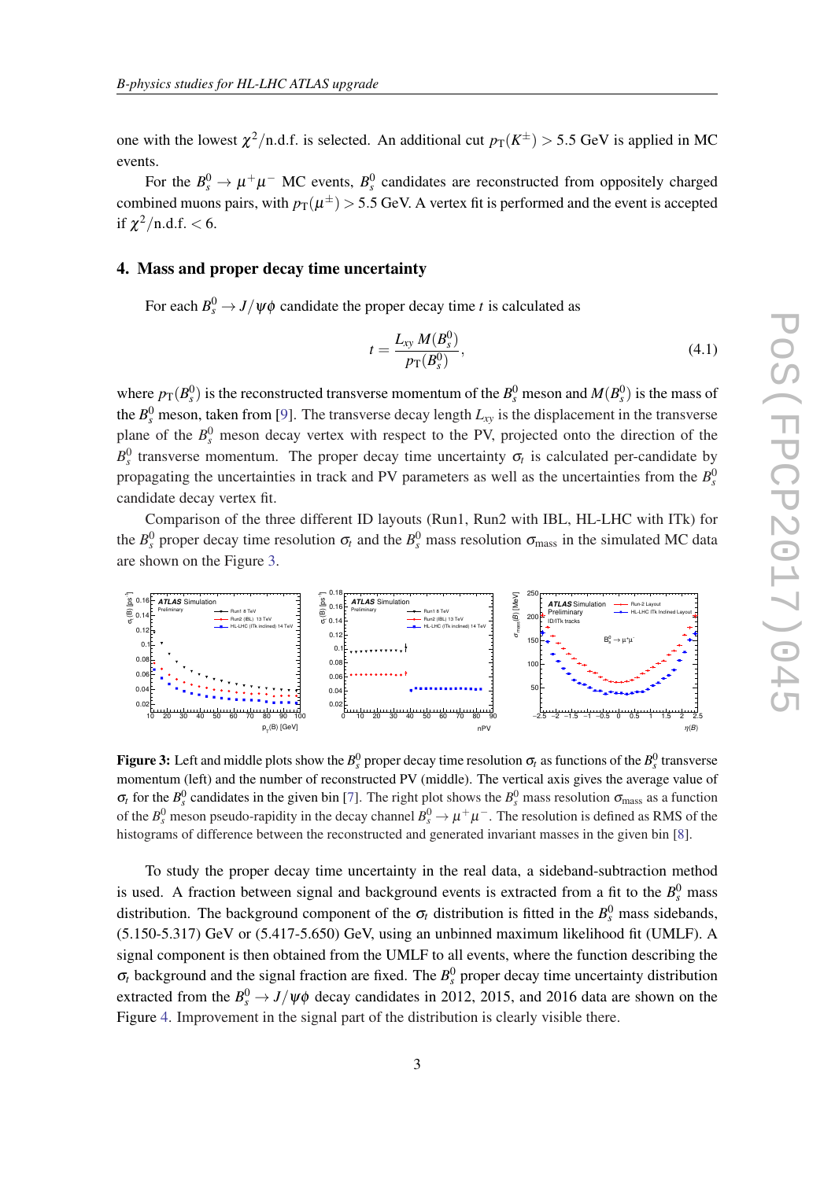one with the lowest $\chi^2$/n.d.f. is selected. An additional cut $p_T(K^\pm) > 5.5$ GeV is applied in MC events.

For the $B_s^0 \to \mu^+\mu^-$ MC events, $B_s^0$ candidates are reconstructed from oppositely charged combined muons pairs, with $p_T(\mu^\pm) > 5.5$ GeV. A vertex fit is performed and the event is accepted if $\chi^2$/n.d.f. $< 6$.

## 4. Mass and proper decay time uncertainty

For each $B_s^0 \to J/\psi\phi$ candidate the proper decay time $t$ is calculated as

$$t = \frac{L_{xy}\, M(B_s^0)}{p_T(B_s^0)}, \tag{4.1}$$

where $p_T(B_s^0)$ is the reconstructed transverse momentum of the $B_s^0$ meson and $M(B_s^0)$ is the mass of the $B_s^0$ meson, taken from [9]. The transverse decay length $L_{xy}$ is the displacement in the transverse plane of the $B_s^0$ meson decay vertex with respect to the PV, projected onto the direction of the $B_s^0$ transverse momentum. The proper decay time uncertainty $\sigma_t$ is calculated per-candidate by propagating the uncertainties in track and PV parameters as well as the uncertainties from the $B_s^0$ candidate decay vertex fit.

Comparison of the three different ID layouts (Run1, Run2 with IBL, HL-LHC with ITk) for the $B_s^0$ proper decay time resolution $\sigma_t$ and the $B_s^0$ mass resolution $\sigma_{\text{mass}}$ in the simulated MC data are shown on the Figure 3.

**Figure 3:** Left and middle plots show the $B_s^0$ proper decay time resolution $\sigma_t$ as functions of the $B_s^0$ transverse momentum (left) and the number of reconstructed PV (middle). The vertical axis gives the average value of $\sigma_t$ for the $B_s^0$ candidates in the given bin [7]. The right plot shows the $B_s^0$ mass resolution $\sigma_{\text{mass}}$ as a function of the $B_s^0$ meson pseudo-rapidity in the decay channel $B_s^0 \to \mu^+\mu^-$. The resolution is defined as RMS of the histograms of difference between the reconstructed and generated invariant masses in the given bin [8].

To study the proper decay time uncertainty in the real data, a sideband-subtraction method is used. A fraction between signal and background events is extracted from a fit to the $B_s^0$ mass distribution. The background component of the $\sigma_t$ distribution is fitted in the $B_s^0$ mass sidebands, (5.150-5.317) GeV or (5.417-5.650) GeV, using an unbinned maximum likelihood fit (UMLF). A signal component is then obtained from the UMLF to all events, where the function describing the $\sigma_t$ background and the signal fraction are fixed. The $B_s^0$ proper decay time uncertainty distribution extracted from the $B_s^0 \to J/\psi\phi$ decay candidates in 2012, 2015, and 2016 data are shown on the Figure 4. Improvement in the signal part of the distribution is clearly visible there.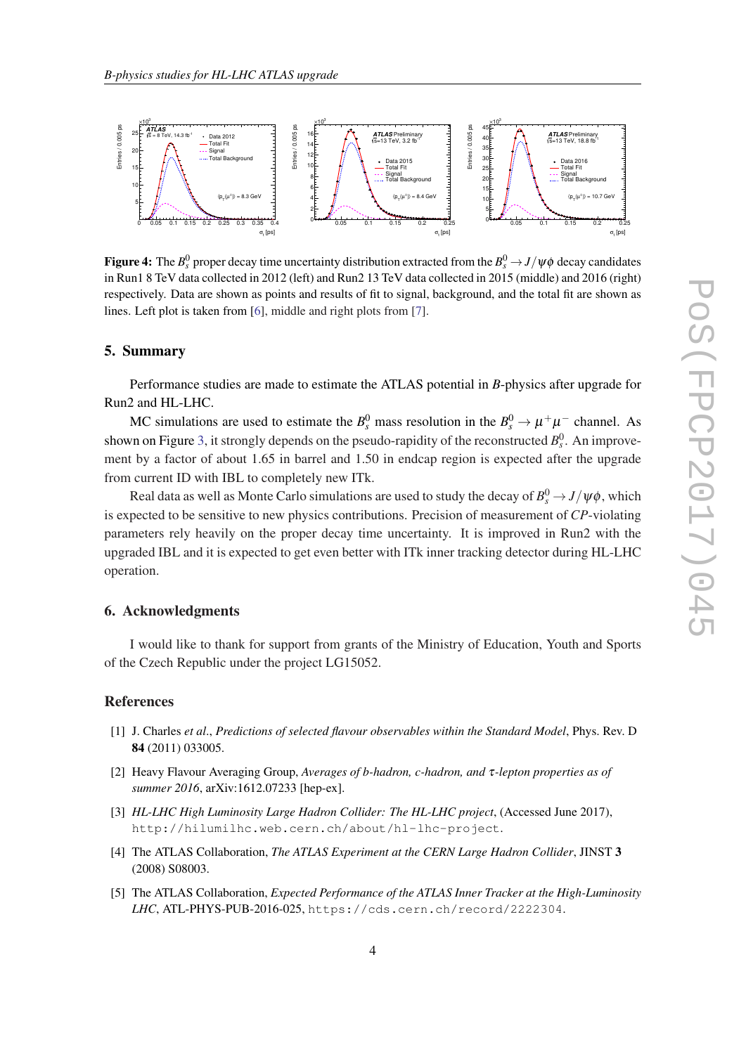**Figure 4:** The $B_s^0$ proper decay time uncertainty distribution extracted from the $B_s^0 \to J/\psi\phi$ decay candidates in Run1 8 TeV data collected in 2012 (left) and Run2 13 TeV data collected in 2015 (middle) and 2016 (right) respectively. Data are shown as points and results of fit to signal, background, and the total fit are shown as lines. Left plot is taken from [6], middle and right plots from [7].

## 5. Summary

Performance studies are made to estimate the ATLAS potential in *B*-physics after upgrade for Run2 and HL-LHC.

MC simulations are used to estimate the $B_s^0$ mass resolution in the $B_s^0 \to \mu^+\mu^-$ channel. As shown on Figure 3, it strongly depends on the pseudo-rapidity of the reconstructed $B_s^0$. An improvement by a factor of about 1.65 in barrel and 1.50 in endcap region is expected after the upgrade from current ID with IBL to completely new ITk.

Real data as well as Monte Carlo simulations are used to study the decay of $B_s^0 \to J/\psi\phi$, which is expected to be sensitive to new physics contributions. Precision of measurement of *CP*-violating parameters rely heavily on the proper decay time uncertainty. It is improved in Run2 with the upgraded IBL and it is expected to get even better with ITk inner tracking detector during HL-LHC operation.

## 6. Acknowledgments

I would like to thank for support from grants of the Ministry of Education, Youth and Sports of the Czech Republic under the project LG15052.

## References

[1] J. Charles *et al.*, *Predictions of selected flavour observables within the Standard Model*, Phys. Rev. D **84** (2011) 033005.

[2] Heavy Flavour Averaging Group, *Averages of b-hadron, c-hadron, and τ-lepton properties as of summer 2016*, arXiv:1612.07233 [hep-ex].

[3] *HL-LHC High Luminosity Large Hadron Collider: The HL-LHC project*, (Accessed June 2017), `http://hilumilhc.web.cern.ch/about/hl-lhc-project`.

[4] The ATLAS Collaboration, *The ATLAS Experiment at the CERN Large Hadron Collider*, JINST **3** (2008) S08003.

[5] The ATLAS Collaboration, *Expected Performance of the ATLAS Inner Tracker at the High-Luminosity LHC*, ATL-PHYS-PUB-2016-025, `https://cds.cern.ch/record/2222304`.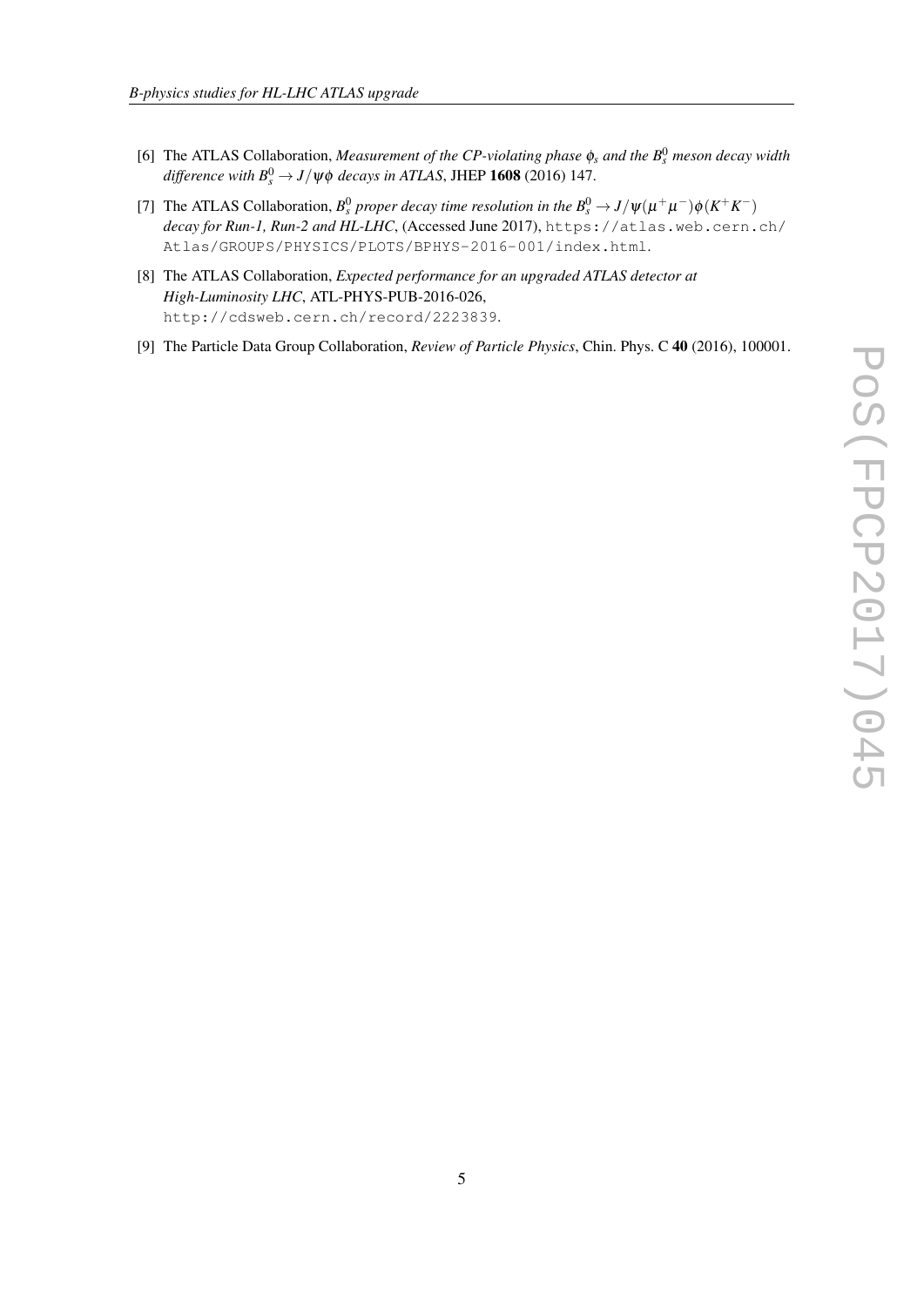[6] The ATLAS Collaboration, *Measurement of the CP-violating phase $\phi_s$ and the $B_s^0$ meson decay width difference with $B_s^0 \to J/\psi\phi$ decays in ATLAS*, JHEP **1608** (2016) 147.

[7] The ATLAS Collaboration, *$B_s^0$ proper decay time resolution in the $B_s^0 \to J/\psi(\mu^+\mu^-)\phi(K^+K^-)$ decay for Run-1, Run-2 and HL-LHC*, (Accessed June 2017), `https://atlas.web.cern.ch/Atlas/GROUPS/PHYSICS/PLOTS/BPHYS-2016-001/index.html`.

[8] The ATLAS Collaboration, *Expected performance for an upgraded ATLAS detector at High-Luminosity LHC*, ATL-PHYS-PUB-2016-026, `http://cdsweb.cern.ch/record/2223839`.

[9] The Particle Data Group Collaboration, *Review of Particle Physics*, Chin. Phys. C **40** (2016), 100001.